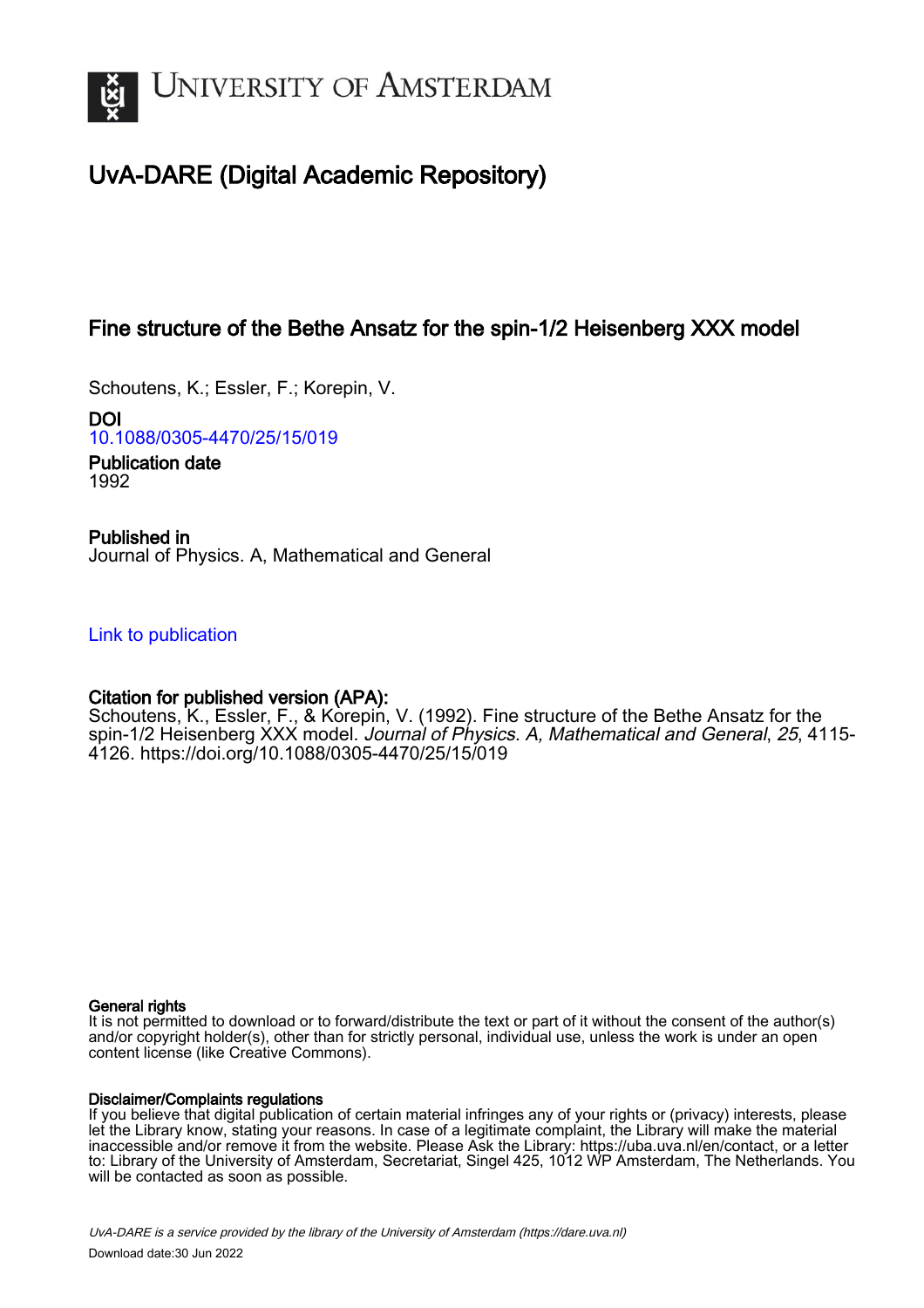# University of Amsterdam

## UvA-DARE (Digital Academic Repository)

### Fine structure of the Bethe Ansatz for the spin-1/2 Heisenberg XXX model

Schoutens, K.; Essler, F.; Korepin, V.

**DOI**
[10.1088/0305-4470/25/15/019](https://doi.org/10.1088/0305-4470/25/15/019)

**Publication date**
1992

**Published in**
Journal of Physics. A, Mathematical and General

[Link to publication](#)

**Citation for published version (APA):**
Schoutens, K., Essler, F., & Korepin, V. (1992). Fine structure of the Bethe Ansatz for the spin-1/2 Heisenberg XXX model. *Journal of Physics. A, Mathematical and General*, *25*, 4115-4126. https://doi.org/10.1088/0305-4470/25/15/019

**General rights**
It is not permitted to download or to forward/distribute the text or part of it without the consent of the author(s) and/or copyright holder(s), other than for strictly personal, individual use, unless the work is under an open content license (like Creative Commons).

**Disclaimer/Complaints regulations**
If you believe that digital publication of certain material infringes any of your rights or (privacy) interests, please let the Library know, stating your reasons. In case of a legitimate complaint, the Library will make the material inaccessible and/or remove it from the website. Please Ask the Library: https://uba.uva.nl/en/contact, or a letter to: Library of the University of Amsterdam, Secretariat, Singel 425, 1012 WP Amsterdam, The Netherlands. You will be contacted as soon as possible.

*UvA-DARE is a service provided by the library of the University of Amsterdam (https://dare.uva.nl)*
Download date:30 Jun 2022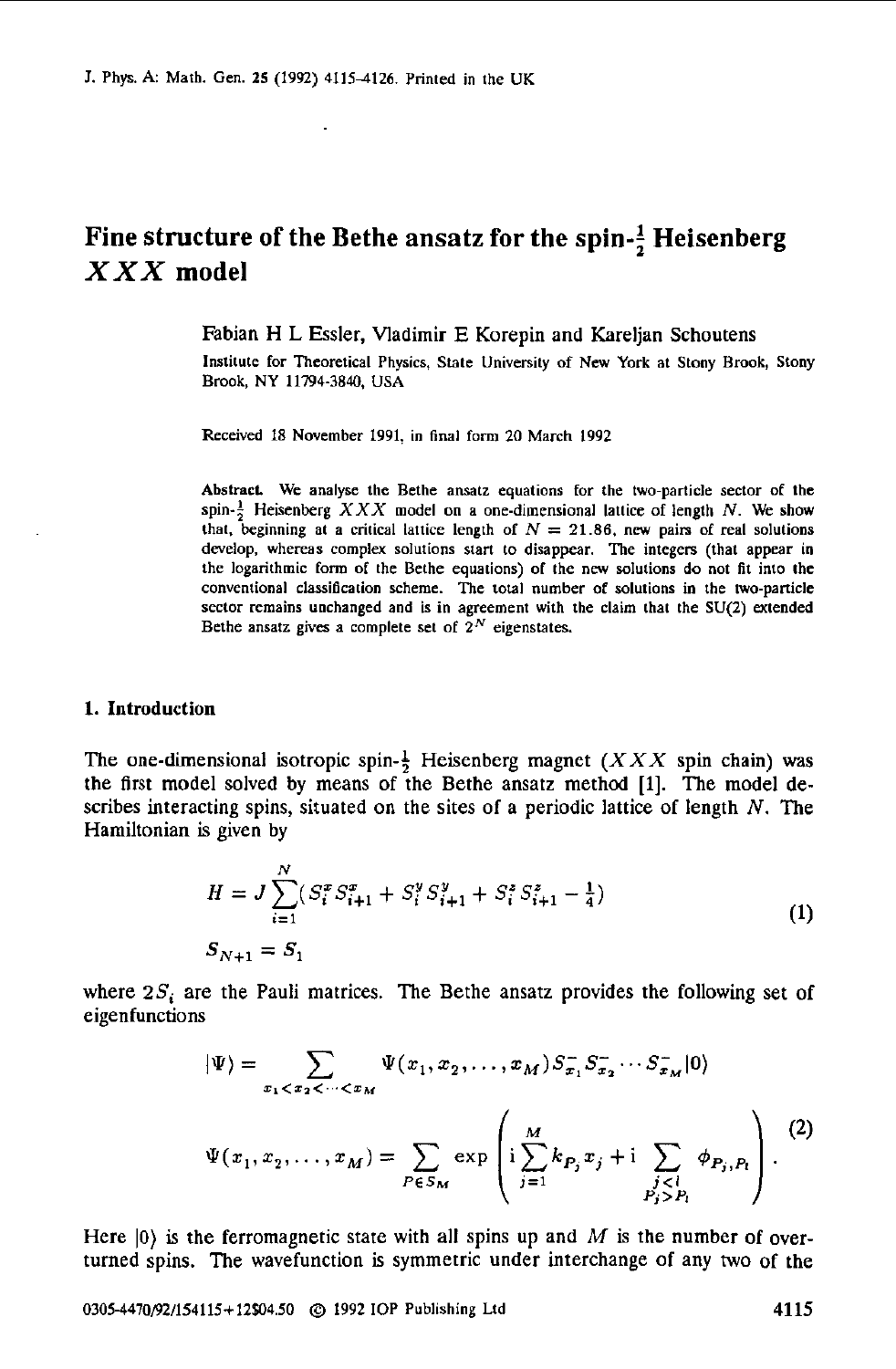# Fine structure of the Bethe ansatz for the spin-$\frac{1}{2}$ Heisenberg $XXX$ model

Fabian H L Essler, Vladimir E Korepin and Kareljan Schoutens

Institute for Theoretical Physics, State University of New York at Stony Brook, Stony Brook, NY 11794-3840, USA

Received 18 November 1991, in final form 20 March 1992

**Abstract.** We analyse the Bethe ansatz equations for the two-particle sector of the spin-$\frac{1}{2}$ Heisenberg $XXX$ model on a one-dimensional lattice of length $N$. We show that, beginning at a critical lattice length of $N = 21.86$, new pairs of real solutions develop, whereas complex solutions start to disappear. The integers (that appear in the logarithmic form of the Bethe equations) of the new solutions do not fit into the conventional classification scheme. The total number of solutions in the two-particle sector remains unchanged and is in agreement with the claim that the SU(2) extended Bethe ansatz gives a complete set of $2^N$ eigenstates.

## 1. Introduction

The one-dimensional isotropic spin-$\frac{1}{2}$ Heisenberg magnet ($XXX$ spin chain) was the first model solved by means of the Bethe ansatz method [1]. The model describes interacting spins, situated on the sites of a periodic lattice of length $N$. The Hamiltonian is given by

$$
\begin{aligned}
H &= J\sum_{i=1}^{N}(S_i^x S_{i+1}^x + S_i^y S_{i+1}^y + S_i^z S_{i+1}^z - \tfrac{1}{4}) \\
S_{N+1} &= S_1
\end{aligned}
\tag{1}
$$

where $2S_i$ are the Pauli matrices. The Bethe ansatz provides the following set of eigenfunctions

$$
\begin{aligned}
|\Psi\rangle &= \sum_{x_1<x_2<\cdots<x_M} \Psi(x_1, x_2, \ldots, x_M) S_{x_1}^- S_{x_2}^- \cdots S_{x_M}^- |0\rangle \\
\Psi(x_1, x_2, \ldots, x_M) &= \sum_{P\in S_M} \exp\left( \mathrm{i}\sum_{j=1}^{M} k_{P_j} x_j + \mathrm{i} \sum_{\substack{j<l \\ P_j>P_l}} \phi_{P_j,P_l} \right).
\end{aligned}
\tag{2}
$$

Here $|0\rangle$ is the ferromagnetic state with all spins up and $M$ is the number of overturned spins. The wavefunction is symmetric under interchange of any two of the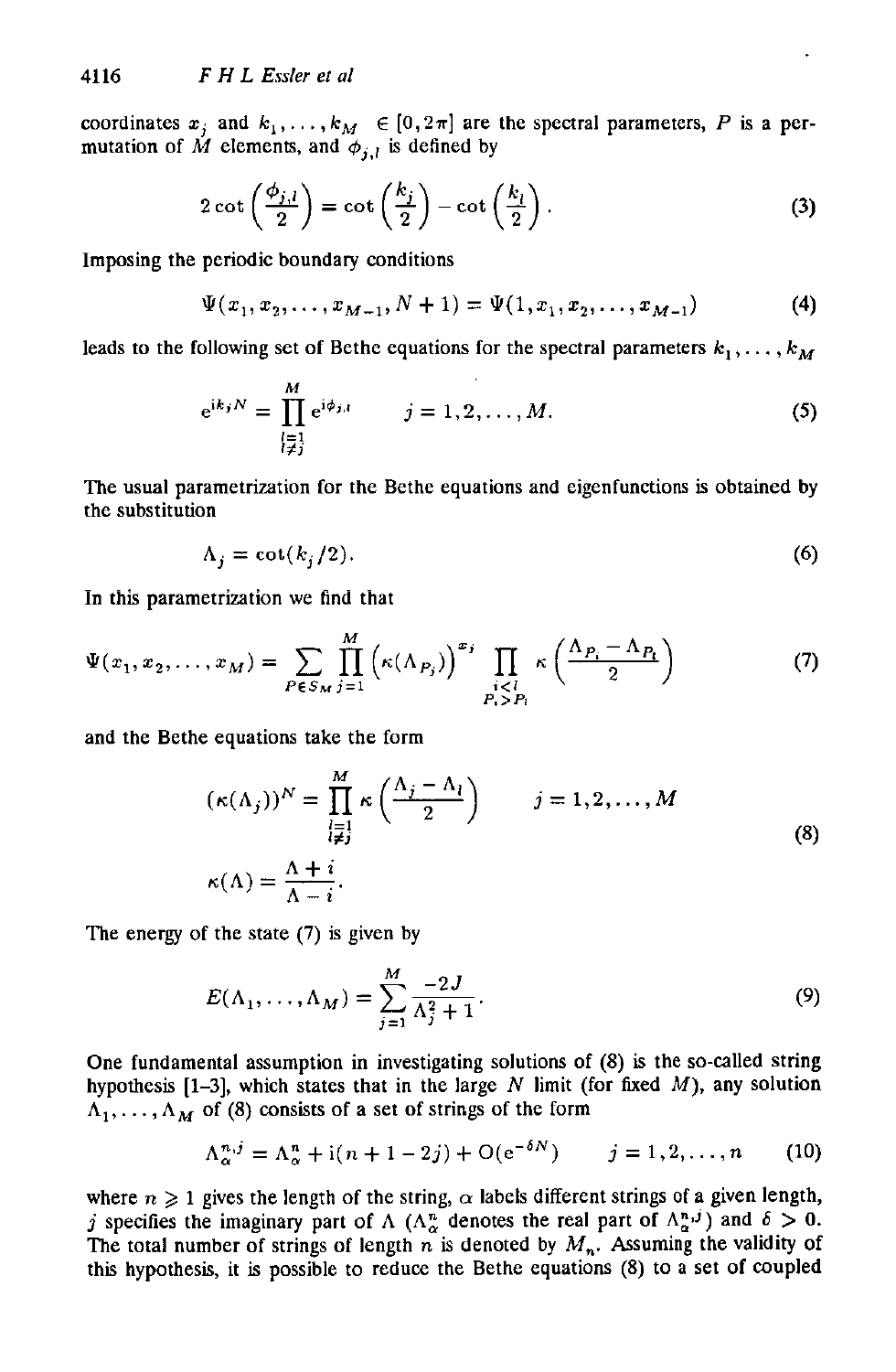coordinates $x_j$ and $k_1, \ldots, k_M \in [0, 2\pi]$ are the spectral parameters, $P$ is a permutation of $M$ elements, and $\phi_{j,l}$ is defined by

$$2\cot\left(\frac{\phi_{j,l}}{2}\right) = \cot\left(\frac{k_j}{2}\right) - \cot\left(\frac{k_l}{2}\right). \tag{3}$$

Imposing the periodic boundary conditions

$$\Psi(x_1, x_2, \ldots, x_{M-1}, N+1) = \Psi(1, x_1, x_2, \ldots, x_{M-1}) \tag{4}$$

leads to the following set of Bethe equations for the spectral parameters $k_1, \ldots, k_M$

$$e^{ik_j N} = \prod_{\substack{l=1 \\ l \neq j}}^{M} e^{i\phi_{j,l}} \qquad j = 1, 2, \ldots, M. \tag{5}$$

The usual parametrization for the Bethe equations and eigenfunctions is obtained by the substitution

$$\Lambda_j = \cot(k_j/2). \tag{6}$$

In this parametrization we find that

$$\Psi(x_1, x_2, \ldots, x_M) = \sum_{P \in S_M} \prod_{j=1}^{M} \left(\kappa(\Lambda_{P_j})\right)^{x_j} \prod_{\substack{i<l \\ P_i > P_l}} \kappa\left(\frac{\Lambda_{P_i} - \Lambda_{P_l}}{2}\right) \tag{7}$$

and the Bethe equations take the form

$$\begin{aligned} (\kappa(\Lambda_j))^N &= \prod_{\substack{l=1 \\ l \neq j}}^{M} \kappa\left(\frac{\Lambda_j - \Lambda_l}{2}\right) \qquad j = 1, 2, \ldots, M \\ \kappa(\Lambda) &= \frac{\Lambda + i}{\Lambda - i}. \end{aligned} \tag{8}$$

The energy of the state (7) is given by

$$E(\Lambda_1, \ldots, \Lambda_M) = \sum_{j=1}^{M} \frac{-2J}{\Lambda_j^2 + 1}. \tag{9}$$

One fundamental assumption in investigating solutions of (8) is the so-called string hypothesis [1–3], which states that in the large $N$ limit (for fixed $M$), any solution $\Lambda_1, \ldots, \Lambda_M$ of (8) consists of a set of strings of the form

$$\Lambda_\alpha^{n,j} = \Lambda_\alpha^n + i(n + 1 - 2j) + O(e^{-\delta N}) \qquad j = 1, 2, \ldots, n \tag{10}$$

where $n \geqslant 1$ gives the length of the string, $\alpha$ labels different strings of a given length, $j$ specifies the imaginary part of $\Lambda$ ($\Lambda_\alpha^n$ denotes the real part of $\Lambda_\alpha^{n,j}$) and $\delta > 0$. The total number of strings of length $n$ is denoted by $M_n$. Assuming the validity of this hypothesis, it is possible to reduce the Bethe equations (8) to a set of coupled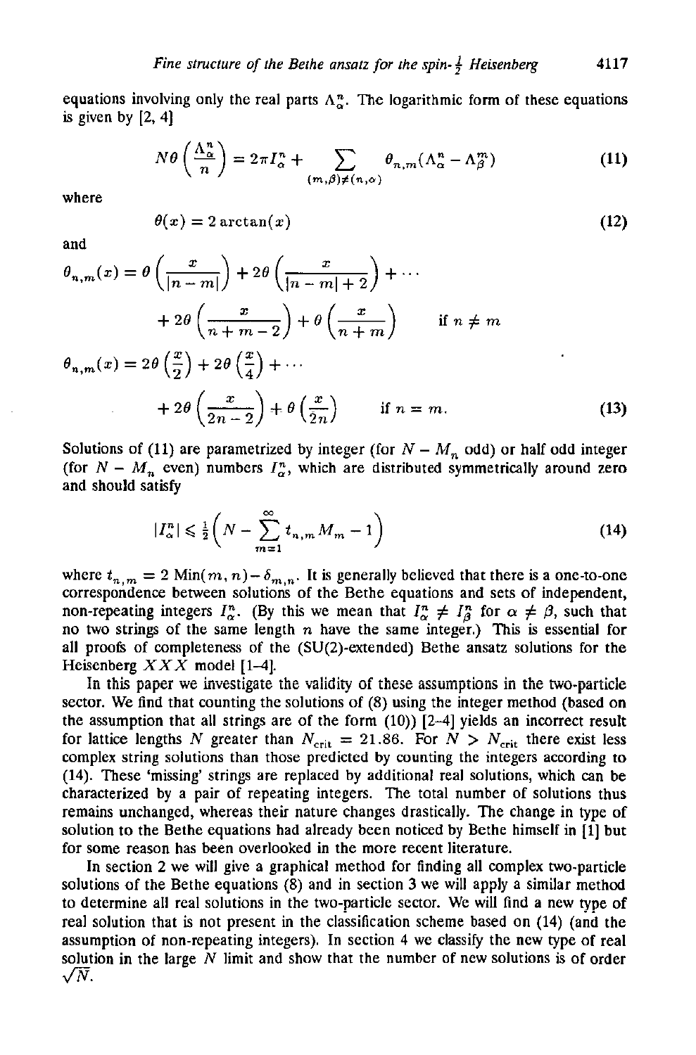equations involving only the real parts $\Lambda_\alpha^n$. The logarithmic form of these equations is given by [2, 4]

$$N\theta\left(\frac{\Lambda_\alpha^n}{n}\right) = 2\pi I_\alpha^n + \sum_{(m,\beta)\neq(n,\alpha)} \theta_{n,m}(\Lambda_\alpha^n - \Lambda_\beta^m) \tag{11}$$

where

$$\theta(x) = 2\arctan(x) \tag{12}$$

and

$$\begin{aligned}
\theta_{n,m}(x) &= \theta\left(\frac{x}{|n-m|}\right) + 2\theta\left(\frac{x}{|n-m|+2}\right) + \cdots \\
&\quad + 2\theta\left(\frac{x}{n+m-2}\right) + \theta\left(\frac{x}{n+m}\right) \qquad \text{if } n \neq m \\
\theta_{n,m}(x) &= 2\theta\left(\frac{x}{2}\right) + 2\theta\left(\frac{x}{4}\right) + \cdots \\
&\quad + 2\theta\left(\frac{x}{2n-2}\right) + \theta\left(\frac{x}{2n}\right) \qquad \text{if } n = m.
\end{aligned} \tag{13}$$

Solutions of (11) are parametrized by integer (for $N - M_n$ odd) or half odd integer (for $N - M_n$ even) numbers $I_\alpha^n$, which are distributed symmetrically around zero and should satisfy

$$|I_\alpha^n| \leqslant \tfrac{1}{2}\left(N - \sum_{m=1}^{\infty} t_{n,m} M_m - 1\right) \tag{14}$$

where $t_{n,m} = 2\,\mathrm{Min}(m,n) - \delta_{m,n}$. It is generally believed that there is a one-to-one correspondence between solutions of the Bethe equations and sets of independent, non-repeating integers $I_\alpha^n$. (By this we mean that $I_\alpha^n \neq I_\beta^n$ for $\alpha \neq \beta$, such that no two strings of the same length $n$ have the same integer.) This is essential for all proofs of completeness of the (SU(2)-extended) Bethe ansatz solutions for the Heisenberg $XXX$ model [1–4].

In this paper we investigate the validity of these assumptions in the two-particle sector. We find that counting the solutions of (8) using the integer method (based on the assumption that all strings are of the form (10)) [2–4] yields an incorrect result for lattice lengths $N$ greater than $N_{\mathrm{crit}} = 21.86$. For $N > N_{\mathrm{crit}}$ there exist less complex string solutions than those predicted by counting the integers according to (14). These 'missing' strings are replaced by additional real solutions, which can be characterized by a pair of repeating integers. The total number of solutions thus remains unchanged, whereas their nature changes drastically. The change in type of solution to the Bethe equations had already been noticed by Bethe himself in [1] but for some reason has been overlooked in the more recent literature.

In section 2 we will give a graphical method for finding all complex two-particle solutions of the Bethe equations (8) and in section 3 we will apply a similar method to determine all real solutions in the two-particle sector. We will find a new type of real solution that is not present in the classification scheme based on (14) (and the assumption of non-repeating integers). In section 4 we classify the new type of real solution in the large $N$ limit and show that the number of new solutions is of order $\sqrt{N}$.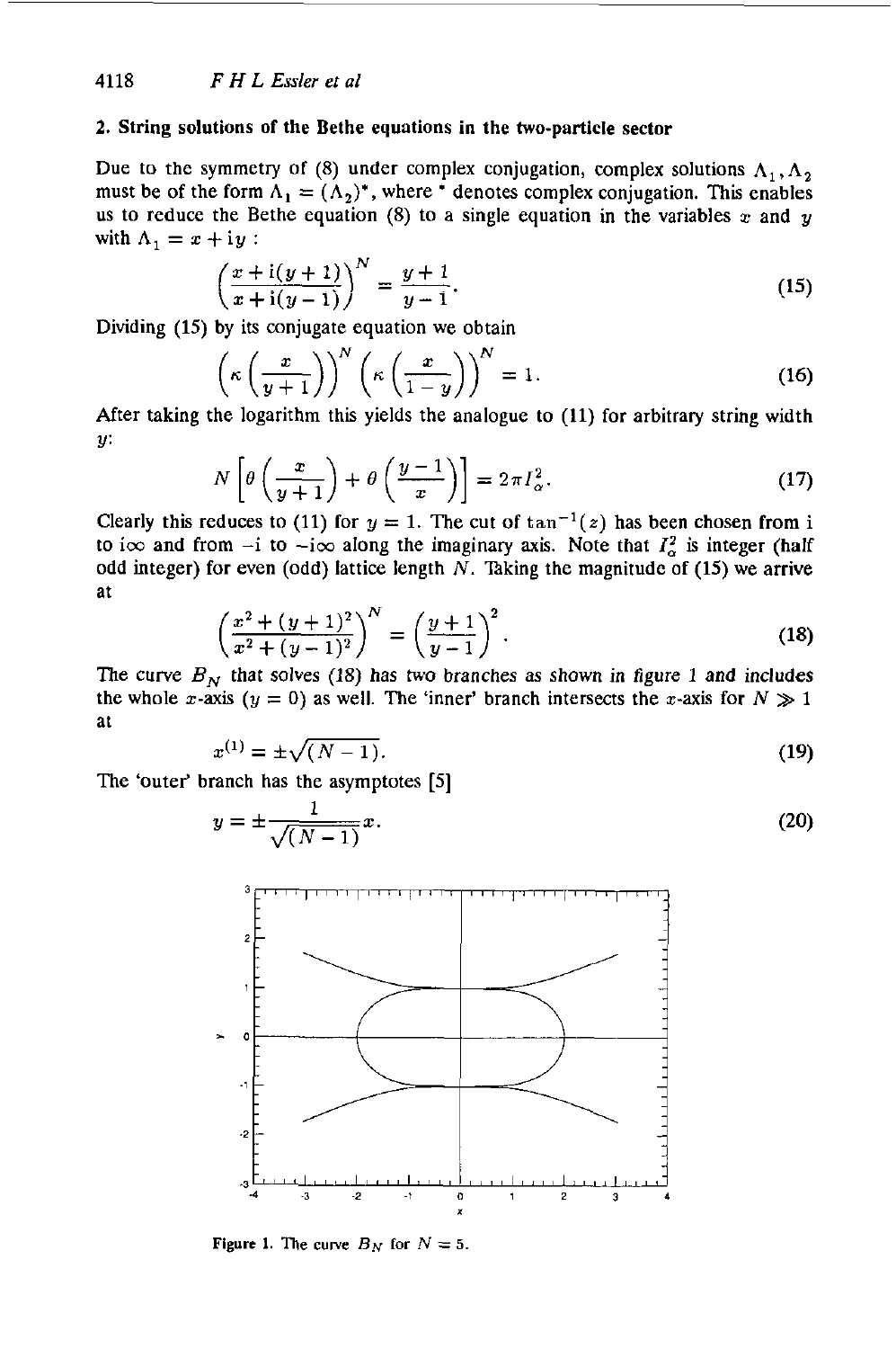## 2. String solutions of the Bethe equations in the two-particle sector

Due to the symmetry of (8) under complex conjugation, complex solutions $\Lambda_1, \Lambda_2$ must be of the form $\Lambda_1 = (\Lambda_2)^*$, where $^*$ denotes complex conjugation. This enables us to reduce the Bethe equation (8) to a single equation in the variables $x$ and $y$ with $\Lambda_1 = x + \mathrm{i}y$ :

$$\left(\frac{x + \mathrm{i}(y+1)}{x + \mathrm{i}(y-1)}\right)^N = \frac{y+1}{y-1}. \tag{15}$$

Dividing (15) by its conjugate equation we obtain

$$\left(\kappa\left(\frac{x}{y+1}\right)\right)^N \left(\kappa\left(\frac{x}{1-y}\right)\right)^N = 1. \tag{16}$$

After taking the logarithm this yields the analogue to (11) for arbitrary string width $y$:

$$N\left[\theta\left(\frac{x}{y+1}\right) + \theta\left(\frac{y-1}{x}\right)\right] = 2\pi I_\alpha^2. \tag{17}$$

Clearly this reduces to (11) for $y = 1$. The cut of $\tan^{-1}(z)$ has been chosen from i to i$\infty$ and from $-$i to $-$i$\infty$ along the imaginary axis. Note that $I_\alpha^2$ is integer (half odd integer) for even (odd) lattice length $N$. Taking the magnitude of (15) we arrive at

$$\left(\frac{x^2 + (y+1)^2}{x^2 + (y-1)^2}\right)^N = \left(\frac{y+1}{y-1}\right)^2. \tag{18}$$

The curve $B_N$ that solves (18) has two branches as shown in figure 1 and includes the whole $x$-axis ($y = 0$) as well. The 'inner' branch intersects the $x$-axis for $N \gg 1$ at

$$x^{(1)} = \pm\sqrt{(N-1)}. \tag{19}$$

The 'outer' branch has the asymptotes [5]

$$y = \pm\frac{1}{\sqrt{(N-1)}}x. \tag{20}$$

Figure 1. The curve $B_N$ for $N = 5$.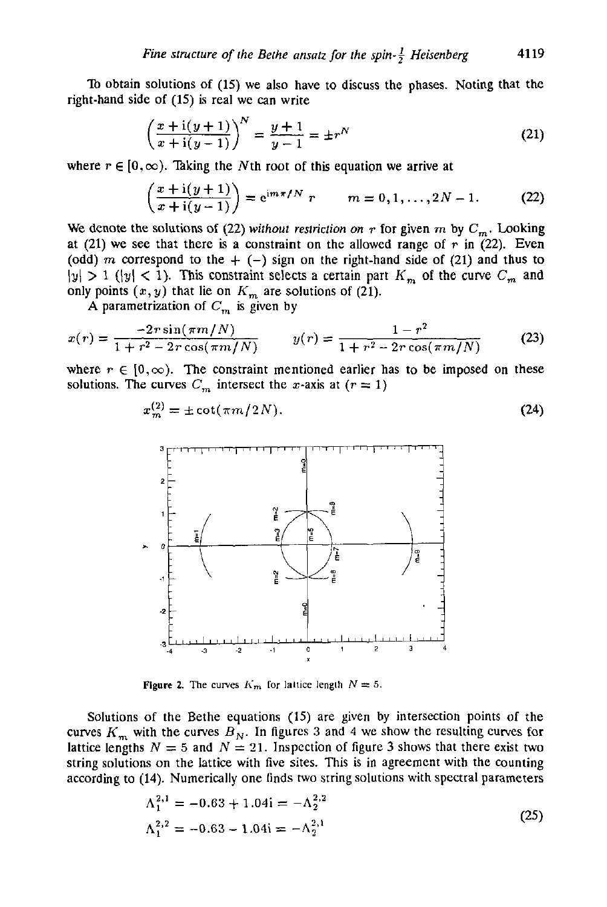To obtain solutions of (15) we also have to discuss the phases. Noting that the right-hand side of (15) is real we can write

$$\left(\frac{x+\mathrm{i}(y+1)}{x+\mathrm{i}(y-1)}\right)^N = \frac{y+1}{y-1} = \pm r^N \tag{21}$$

where $r \in [0, \infty)$. Taking the $N$th root of this equation we arrive at

$$\left(\frac{x+\mathrm{i}(y+1)}{x+\mathrm{i}(y-1)}\right) = \mathrm{e}^{\mathrm{i}m\pi/N}\, r \qquad m = 0, 1, \ldots, 2N-1. \tag{22}$$

We denote the solutions of (22) *without restriction on* $r$ for given $m$ by $C_m$. Looking at (21) we see that there is a constraint on the allowed range of $r$ in (22). Even (odd) $m$ correspond to the $+$ $(-)$ sign on the right-hand side of (21) and thus to $|y| > 1$ $(|y| < 1)$. This constraint selects a certain part $K_m$ of the curve $C_m$ and only points $(x, y)$ that lie on $K_m$ are solutions of (21).

A parametrization of $C_m$ is given by

$$x(r) = \frac{-2r\sin(\pi m/N)}{1 + r^2 - 2r\cos(\pi m/N)} \qquad y(r) = \frac{1 - r^2}{1 + r^2 - 2r\cos(\pi m/N)} \tag{23}$$

where $r \in [0, \infty)$. The constraint mentioned earlier has to be imposed on these solutions. The curves $C_m$ intersect the $x$-axis at $(r = 1)$

$$x_m^{(2)} = \pm\cot(\pi m/2N). \tag{24}$$

**Figure 2.** The curves $K_m$ for lattice length $N = 5$.

Solutions of the Bethe equations (15) are given by intersection points of the curves $K_m$ with the curves $B_N$. In figures 3 and 4 we show the resulting curves for lattice lengths $N = 5$ and $N = 21$. Inspection of figure 3 shows that there exist two string solutions on the lattice with five sites. This is in agreement with the counting according to (14). Numerically one finds two string solutions with spectral parameters

$$\begin{aligned}
\Lambda_1^{2,1} &= -0.63 + 1.04\mathrm{i} = -\Lambda_2^{2,2} \\
\Lambda_1^{2,2} &= -0.63 - 1.04\mathrm{i} = -\Lambda_2^{2,1}
\end{aligned} \tag{25}$$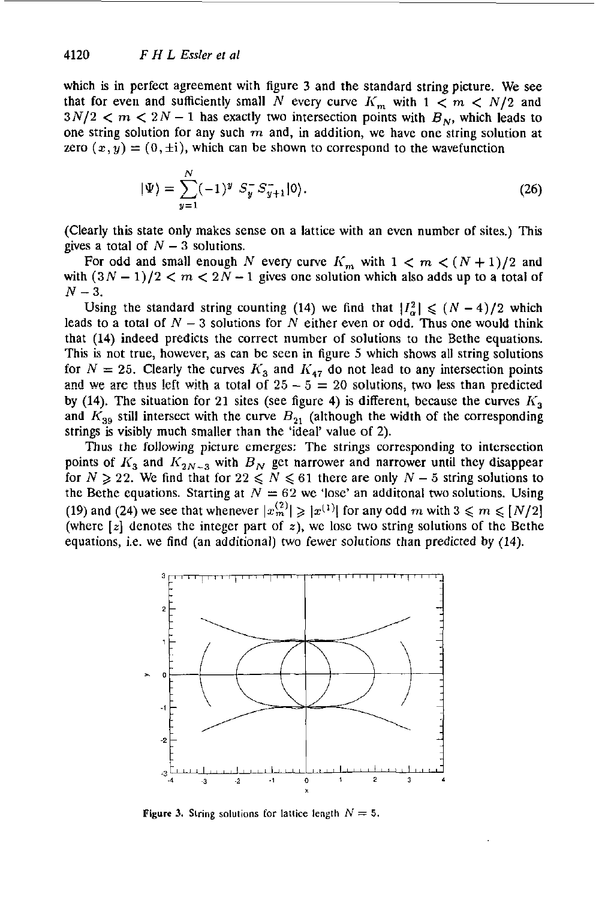which is in perfect agreement with figure 3 and the standard string picture. We see that for even and sufficiently small $N$ every curve $K_m$ with $1 < m < N/2$ and $3N/2 < m < 2N-1$ has exactly two intersection points with $B_N$, which leads to one string solution for any such $m$ and, in addition, we have one string solution at zero $(x, y) = (0, \pm i)$, which can be shown to correspond to the wavefunction

$$|\Psi\rangle = \sum_{y=1}^{N} (-1)^y \, S_y^- S_{y+1}^- |0\rangle. \tag{26}$$

(Clearly this state only makes sense on a lattice with an even number of sites.) This gives a total of $N-3$ solutions.

For odd and small enough $N$ every curve $K_m$ with $1 < m < (N+1)/2$ and with $(3N-1)/2 < m < 2N-1$ gives one solution which also adds up to a total of $N-3$.

Using the standard string counting (14) we find that $|I_\alpha^2| \leqslant (N-4)/2$ which leads to a total of $N-3$ solutions for $N$ either even or odd. Thus one would think that (14) indeed predicts the correct number of solutions to the Bethe equations. This is not true, however, as can be seen in figure 5 which shows all string solutions for $N = 25$. Clearly the curves $K_3$ and $K_{47}$ do not lead to any intersection points and we are thus left with a total of $25 - 5 = 20$ solutions, two less than predicted by (14). The situation for 21 sites (see figure 4) is different, because the curves $K_3$ and $K_{39}$ still intersect with the curve $B_{21}$ (although the width of the corresponding strings is visibly much smaller than the 'ideal' value of 2).

Thus the following picture emerges: The strings corresponding to intersection points of $K_3$ and $K_{2N-3}$ with $B_N$ get narrower and narrower until they disappear for $N \geqslant 22$. We find that for $22 \leqslant N \leqslant 61$ there are only $N-5$ string solutions to the Bethe equations. Starting at $N = 62$ we 'lose' an additonal two solutions. Using (19) and (24) we see that whenever $|x_m^{(2)}| \geqslant |x^{(1)}|$ for any odd $m$ with $3 \leqslant m \leqslant [N/2]$ (where $[z]$ denotes the integer part of $z$), we lose two string solutions of the Bethe equations, i.e. we find (an additional) two fewer solutions than predicted by (14).

**Figure 3.** String solutions for lattice length $N = 5$.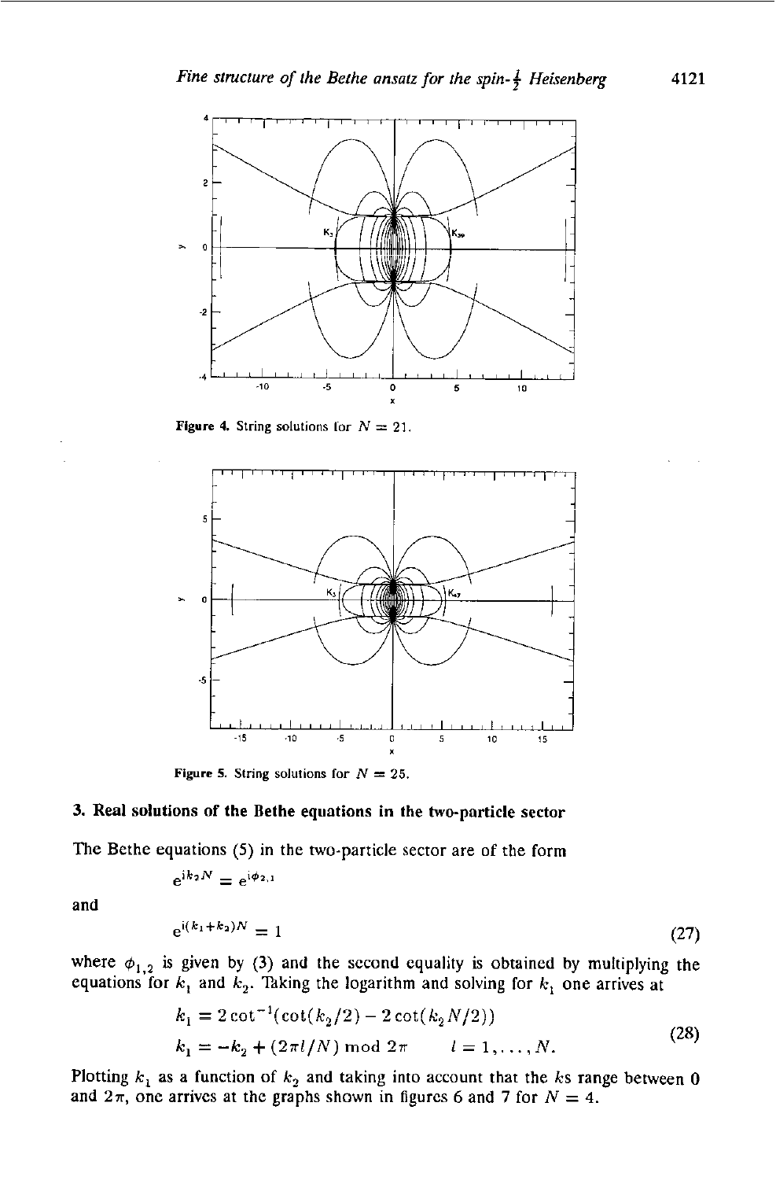Figure 4. String solutions for $N = 21$.

Figure 5. String solutions for $N = 25$.

## 3. Real solutions of the Bethe equations in the two-particle sector

The Bethe equations (5) in the two-particle sector are of the form

$$e^{ik_2 N} = e^{i\phi_{2,1}}$$

and

$$e^{i(k_1+k_2)N} = 1 \tag{27}$$

where $\phi_{1,2}$ is given by (3) and the second equality is obtained by multiplying the equations for $k_1$ and $k_2$. Taking the logarithm and solving for $k_1$ one arrives at

$$\begin{aligned} k_1 &= 2\cot^{-1}(\cot(k_2/2) - 2\cot(k_2 N/2)) \\ k_1 &= -k_2 + (2\pi l/N) \bmod 2\pi \qquad l = 1, \ldots, N. \end{aligned} \tag{28}$$

Plotting $k_1$ as a function of $k_2$ and taking into account that the $k$s range between 0 and $2\pi$, one arrives at the graphs shown in figures 6 and 7 for $N = 4$.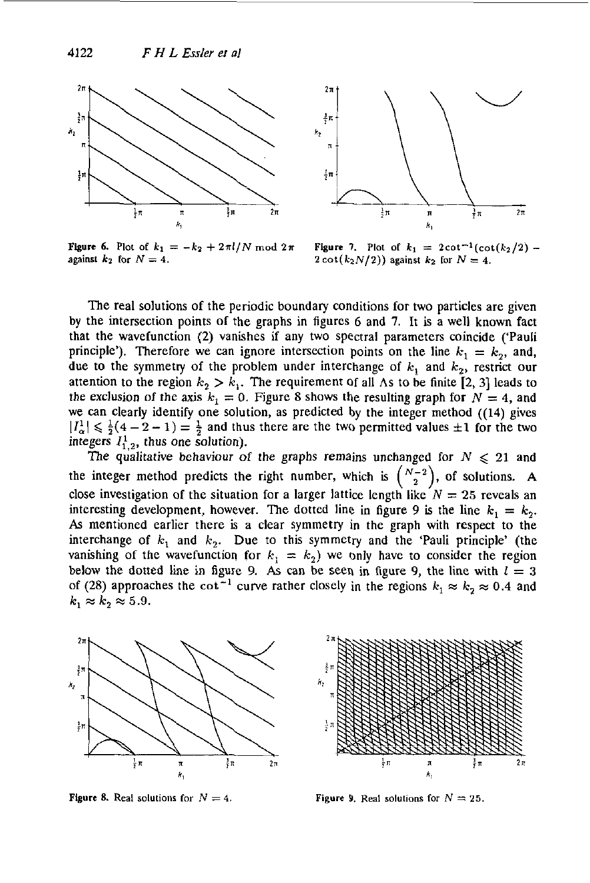Figure 6. Plot of $k_1 = -k_2 + 2\pi l/N \mod 2\pi$ against $k_2$ for $N = 4$.

Figure 7. Plot of $k_1 = 2\cot^{-1}(\cot(k_2/2) - 2\cot(k_2 N/2))$ against $k_2$ for $N = 4$.

The real solutions of the periodic boundary conditions for two particles are given by the intersection points of the graphs in figures 6 and 7. It is a well known fact that the wavefunction (2) vanishes if any two spectral parameters coincide ('Pauli principle'). Therefore we can ignore intersection points on the line $k_1 = k_2$, and, due to the symmetry of the problem under interchange of $k_1$ and $k_2$, restrict our attention to the region $k_2 > k_1$. The requirement of all $\Lambda$s to be finite [2, 3] leads to the exclusion of the axis $k_1 = 0$. Figure 8 shows the resulting graph for $N = 4$, and we can clearly identify one solution, as predicted by the integer method ((14) gives $|I_\alpha^1| \leqslant \frac{1}{2}(4 - 2 - 1) = \frac{1}{2}$ and thus there are the two permitted values $\pm 1$ for the two integers $I_{1,2}^1$, thus one solution).

The qualitative behaviour of the graphs remains unchanged for $N \leqslant 21$ and the integer method predicts the right number, which is $\binom{N-2}{2}$, of solutions. A close investigation of the situation for a larger lattice length like $N = 25$ reveals an interesting development, however. The dotted line in figure 9 is the line $k_1 = k_2$. As mentioned earlier there is a clear symmetry in the graph with respect to the interchange of $k_1$ and $k_2$. Due to this symmetry and the 'Pauli principle' (the vanishing of the wavefunction for $k_1 = k_2$) we only have to consider the region below the dotted line in figure 9. As can be seen in figure 9, the line with $l = 3$ of (28) approaches the $\cot^{-1}$ curve rather closely in the regions $k_1 \approx k_2 \approx 0.4$ and $k_1 \approx k_2 \approx 5.9$.

Figure 8. Real solutions for $N = 4$.

Figure 9. Real solutions for $N = 25$.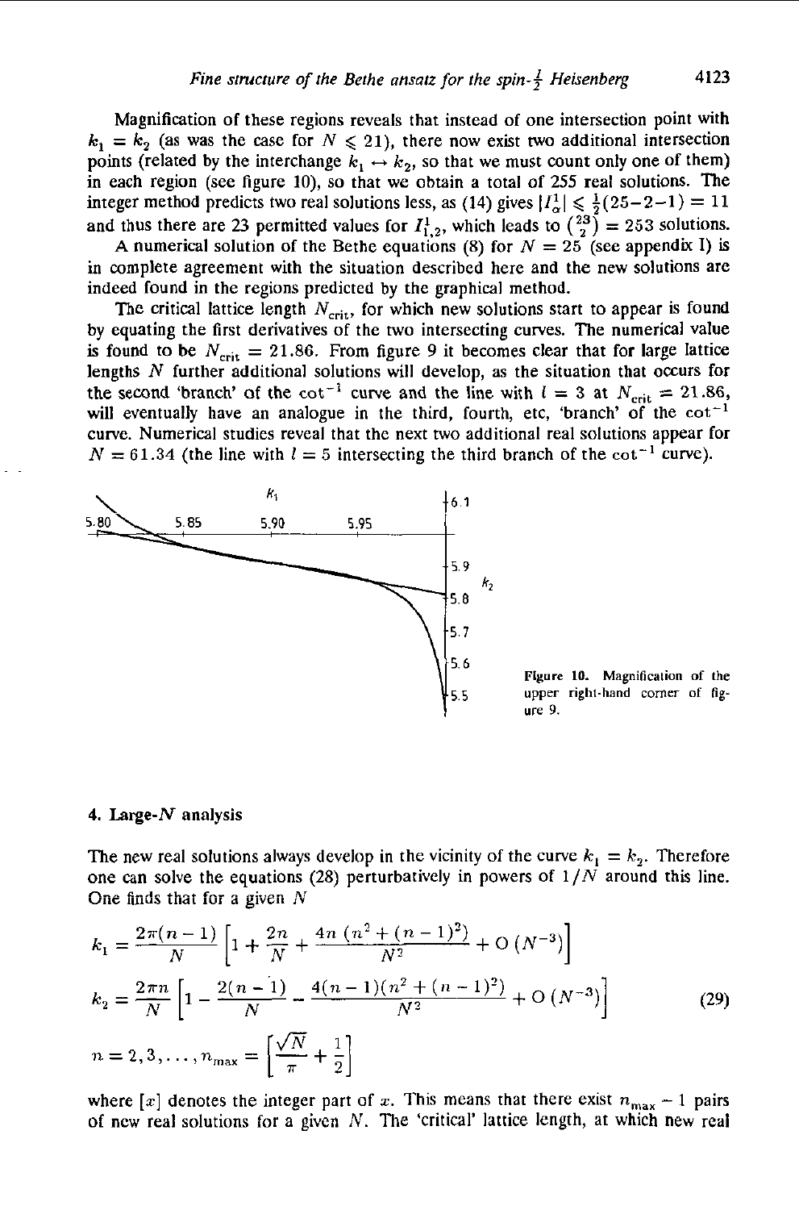Magnification of these regions reveals that instead of one intersection point with $k_1 = k_2$ (as was the case for $N \leqslant 21$), there now exist two additional intersection points (related by the interchange $k_1 \leftrightarrow k_2$, so that we must count only one of them) in each region (see figure 10), so that we obtain a total of 255 real solutions. The integer method predicts two real solutions less, as (14) gives $|I_\alpha^1| \leqslant \frac{1}{2}(25-2-1) = 11$ and thus there are 23 permitted values for $I_{1,2}^1$, which leads to $\binom{23}{2} = 253$ solutions.

A numerical solution of the Bethe equations (8) for $N = 25$ (see appendix I) is in complete agreement with the situation described here and the new solutions are indeed found in the regions predicted by the graphical method.

The critical lattice length $N_{\text{crit}}$, for which new solutions start to appear is found by equating the first derivatives of the two intersecting curves. The numerical value is found to be $N_{\text{crit}} = 21.86$. From figure 9 it becomes clear that for large lattice lengths $N$ further additional solutions will develop, as the situation that occurs for the second 'branch' of the $\cot^{-1}$ curve and the line with $l = 3$ at $N_{\text{crit}} = 21.86$, will eventually have an analogue in the third, fourth, etc, 'branch' of the $\cot^{-1}$ curve. Numerical studies reveal that the next two additional real solutions appear for $N = 61.34$ (the line with $l = 5$ intersecting the third branch of the $\cot^{-1}$ curve).

**Figure 10.** Magnification of the upper right-hand corner of figure 9.

## 4. Large-$N$ analysis

The new real solutions always develop in the vicinity of the curve $k_1 = k_2$. Therefore one can solve the equations (28) perturbatively in powers of $1/N$ around this line. One finds that for a given $N$

$$
\begin{aligned}
k_1 &= \frac{2\pi(n-1)}{N}\left[1 + \frac{2n}{N} + \frac{4n\,(n^2 + (n-1)^2)}{N^2} + \mathrm{O}\left(N^{-3}\right)\right] \\
k_2 &= \frac{2\pi n}{N}\left[1 - \frac{2(n-1)}{N} - \frac{4(n-1)(n^2 + (n-1)^2)}{N^2} + \mathrm{O}\left(N^{-3}\right)\right] \\
n &= 2, 3, \ldots, n_{\max} = \left[\frac{\sqrt{N}}{\pi} + \frac{1}{2}\right]
\end{aligned}
\tag{29}
$$

where $[x]$ denotes the integer part of $x$. This means that there exist $n_{\max} - 1$ pairs of new real solutions for a given $N$. The 'critical' lattice length, at which new real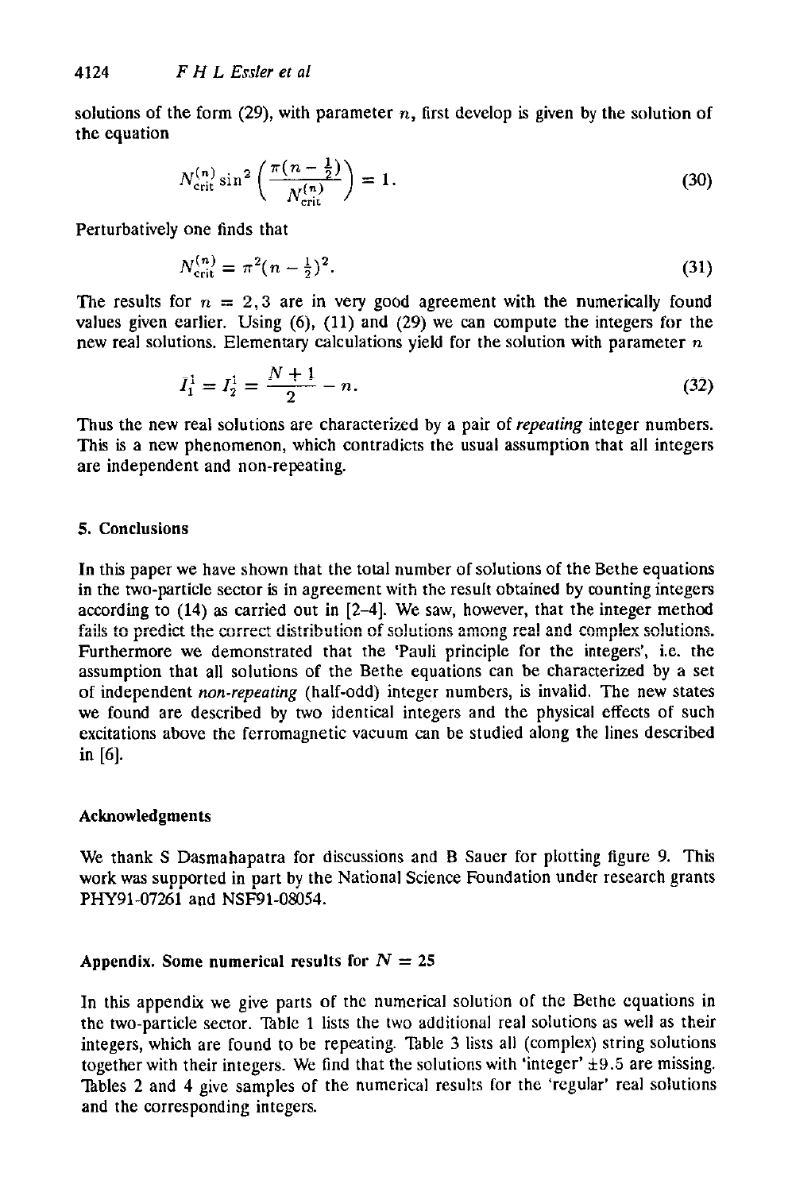solutions of the form (29), with parameter $n$, first develop is given by the solution of the equation

$$N_{\text{crit}}^{(n)} \sin^2\left(\frac{\pi(n-\frac{1}{2})}{N_{\text{crit}}^{(n)}}\right) = 1. \tag{30}$$

Perturbatively one finds that

$$N_{\text{crit}}^{(n)} = \pi^2(n-\tfrac{1}{2})^2. \tag{31}$$

The results for $n = 2, 3$ are in very good agreement with the numerically found values given earlier. Using (6), (11) and (29) we can compute the integers for the new real solutions. Elementary calculations yield for the solution with parameter $n$

$$I_1^1 = I_2^1 = \frac{N+1}{2} - n. \tag{32}$$

Thus the new real solutions are characterized by a pair of *repeating* integer numbers. This is a new phenomenon, which contradicts the usual assumption that all integers are independent and non-repeating.

## 5. Conclusions

In this paper we have shown that the total number of solutions of the Bethe equations in the two-particle sector is in agreement with the result obtained by counting integers according to (14) as carried out in [2–4]. We saw, however, that the integer method fails to predict the correct distribution of solutions among real and complex solutions. Furthermore we demonstrated that the 'Pauli principle for the integers', i.e. the assumption that all solutions of the Bethe equations can be characterized by a set of independent *non-repeating* (half-odd) integer numbers, is invalid. The new states we found are described by two identical integers and the physical effects of such excitations above the ferromagnetic vacuum can be studied along the lines described in [6].

## Acknowledgments

We thank S Dasmahapatra for discussions and B Sauer for plotting figure 9. This work was supported in part by the National Science Foundation under research grants PHY91-07261 and NSF91-08054.

## Appendix. Some numerical results for $N = 25$

In this appendix we give parts of the numerical solution of the Bethe equations in the two-particle sector. Table 1 lists the two additional real solutions as well as their integers, which are found to be repeating. Table 3 lists all (complex) string solutions together with their integers. We find that the solutions with 'integer' $\pm 9.5$ are missing. Tables 2 and 4 give samples of the numerical results for the 'regular' real solutions and the corresponding integers.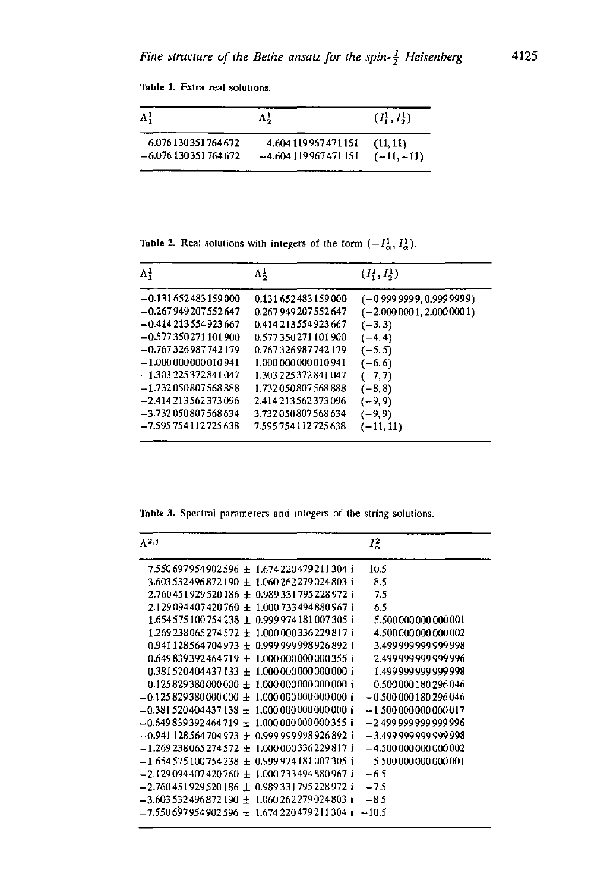Table 1. Extra real solutions.

| $\Lambda_1^1$ | $\Lambda_2^1$ | $(I_1^1, I_2^1)$ |
|---|---|---|
| 6.076 130 351 764 672 | 4.604 119 967 471 151 | (11, 11) |
| −6.076 130 351 764 672 | −4.604 119 967 471 151 | (−11, −11) |

Table 2. Real solutions with integers of the form $(-I_\alpha^1, I_\alpha^1)$.

| $\Lambda_1^1$ | $\Lambda_2^1$ | $(I_1^1, I_2^1)$ |
|---|---|---|
| −0.131 652 483 159 000 | 0.131 652 483 159 000 | (−0.999 9999, 0.999 9999) |
| −0.267 949 207 552 647 | 0.267 949 207 552 647 | (−2.000 0001, 2.000 0001) |
| −0.414 213 554 923 667 | 0.414 213 554 923 667 | (−3, 3) |
| −0.577 350 271 101 900 | 0.577 350 271 101 900 | (−4, 4) |
| −0.767 326 987 742 179 | 0.767 326 987 742 179 | (−5, 5) |
| −1.000 000 000 010 941 | 1.000 000 000 010 941 | (−6, 6) |
| −1.303 225 372 841 047 | 1.303 225 372 841 047 | (−7, 7) |
| −1.732 050 807 568 888 | 1.732 050 807 568 888 | (−8, 8) |
| −2.414 213 562 373 096 | 2.414 213 562 373 096 | (−9, 9) |
| −3.732 050 807 568 634 | 3.732 050 807 568 634 | (−9, 9) |
| −7.595 754 112 725 638 | 7.595 754 112 725 638 | (−11, 11) |

Table 3. Spectral parameters and integers of the string solutions.

| $\Lambda^{2,j}$ | $I_\alpha^2$ |
|---|---|
| 7.550 697 954 902 596 ± 1.674 220 479 211 304 i | 10.5 |
| 3.603 532 496 872 190 ± 1.060 262 279 024 803 i | 8.5 |
| 2.760 451 929 520 186 ± 0.989 331 795 228 972 i | 7.5 |
| 2.129 094 407 420 760 ± 1.000 733 494 880 967 i | 6.5 |
| 1.654 575 100 754 238 ± 0.999 974 181 007 305 i | 5.500 000 000 000 001 |
| 1.269 238 065 274 572 ± 1.000 000 336 229 817 i | 4.500 000 000 000 002 |
| 0.941 128 564 704 973 ± 0.999 999 998 926 892 i | 3.499 999 999 999 998 |
| 0.649 839 392 464 719 ± 1.000 000 000 000 355 i | 2.499 999 999 999 996 |
| 0.381 520 404 437 133 ± 1.000 000 000 000 000 i | 1.499 999 999 999 998 |
| 0.125 829 380 000 000 ± 1.000 000 000 000 000 i | 0.500 000 180 296 046 |
| −0.125 829 380 000 000 ± 1.000 000 000 000 000 i | −0.500 000 180 296 046 |
| −0.381 520 404 437 138 ± 1.000 000 000 000 000 i | −1.500 000 000 000 017 |
| −0.649 839 392 464 719 ± 1.000 000 000 000 355 i | −2.499 999 999 999 996 |
| −0.941 128 564 704 973 ± 0.999 999 998 926 892 i | −3.499 999 999 999 998 |
| −1.269 238 065 274 572 ± 1.000 000 336 229 817 i | −4.500 000 000 000 002 |
| −1.654 575 100 754 238 ± 0.999 974 181 007 305 i | −5.500 000 000 000 001 |
| −2.129 094 407 420 760 ± 1.000 733 494 880 967 i | −6.5 |
| −2.760 451 929 520 186 ± 0.989 331 795 228 972 i | −7.5 |
| −3.603 532 496 872 190 ± 1.060 262 279 024 803 i | −8.5 |
| −7.550 697 954 902 596 ± 1.674 220 479 211 304 i | −10.5 |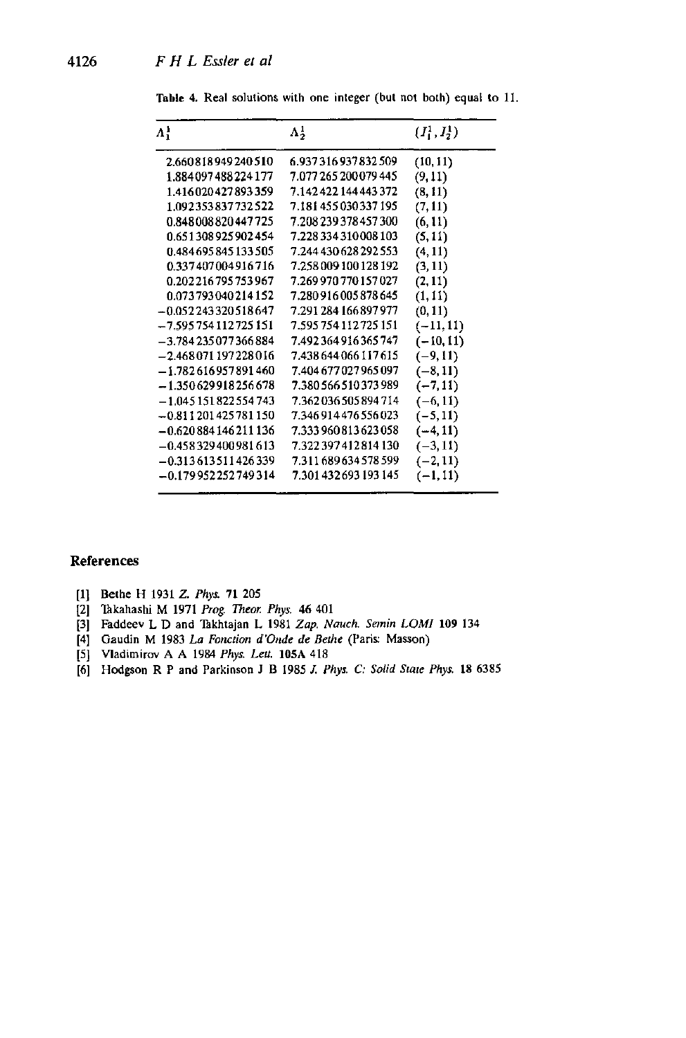Table 4. Real solutions with one integer (but not both) equal to 11.

| $\Lambda_1^1$ | $\Lambda_2^1$ | $(I_1^1, I_2^1)$ |
|---|---|---|
| 2.660818949240510 | 6.937316937832509 | (10, 11) |
| 1.884097488224177 | 7.077265200079445 | (9, 11) |
| 1.416020427893359 | 7.142422144443372 | (8, 11) |
| 1.092353837732522 | 7.181455030337195 | (7, 11) |
| 0.848008820447725 | 7.208239378457300 | (6, 11) |
| 0.651308925902454 | 7.228334310008103 | (5, 11) |
| 0.484695845133505 | 7.244430628292553 | (4, 11) |
| 0.337407004916716 | 7.258009100128192 | (3, 11) |
| 0.202216795753967 | 7.269970770157027 | (2, 11) |
| 0.073793040214152 | 7.280916005878645 | (1, 11) |
| −0.052243320518647 | 7.291284166897977 | (0, 11) |
| −7.595754112725151 | 7.595754112725151 | (−11, 11) |
| −3.784235077366884 | 7.492364916365747 | (−10, 11) |
| −2.468071197228016 | 7.438644066117615 | (−9, 11) |
| −1.782616957891460 | 7.404677027965097 | (−8, 11) |
| −1.350629918256678 | 7.380566510373989 | (−7, 11) |
| −1.045151822554743 | 7.362036505894714 | (−6, 11) |
| −0.811201425781150 | 7.346914476556023 | (−5, 11) |
| −0.620884146211136 | 7.333960813623058 | (−4, 11) |
| −0.458329400981613 | 7.322397412814130 | (−3, 11) |
| −0.313613511426339 | 7.311689634578599 | (−2, 11) |
| −0.179952252749314 | 7.301432693193145 | (−1, 11) |

## References

[1] Bethe H 1931 *Z. Phys.* **71** 205

[2] Takahashi M 1971 *Prog. Theor. Phys.* **46** 401

[3] Faddeev L D and Takhtajan L 1981 *Zap. Nauch. Semin LOMI* **109** 134

[4] Gaudin M 1983 *La Fonction d'Onde de Bethe* (Paris: Masson)

[5] Vladimirov A A 1984 *Phys. Lett.* **105A** 418

[6] Hodgson R P and Parkinson J B 1985 *J. Phys. C: Solid State Phys.* **18** 6385